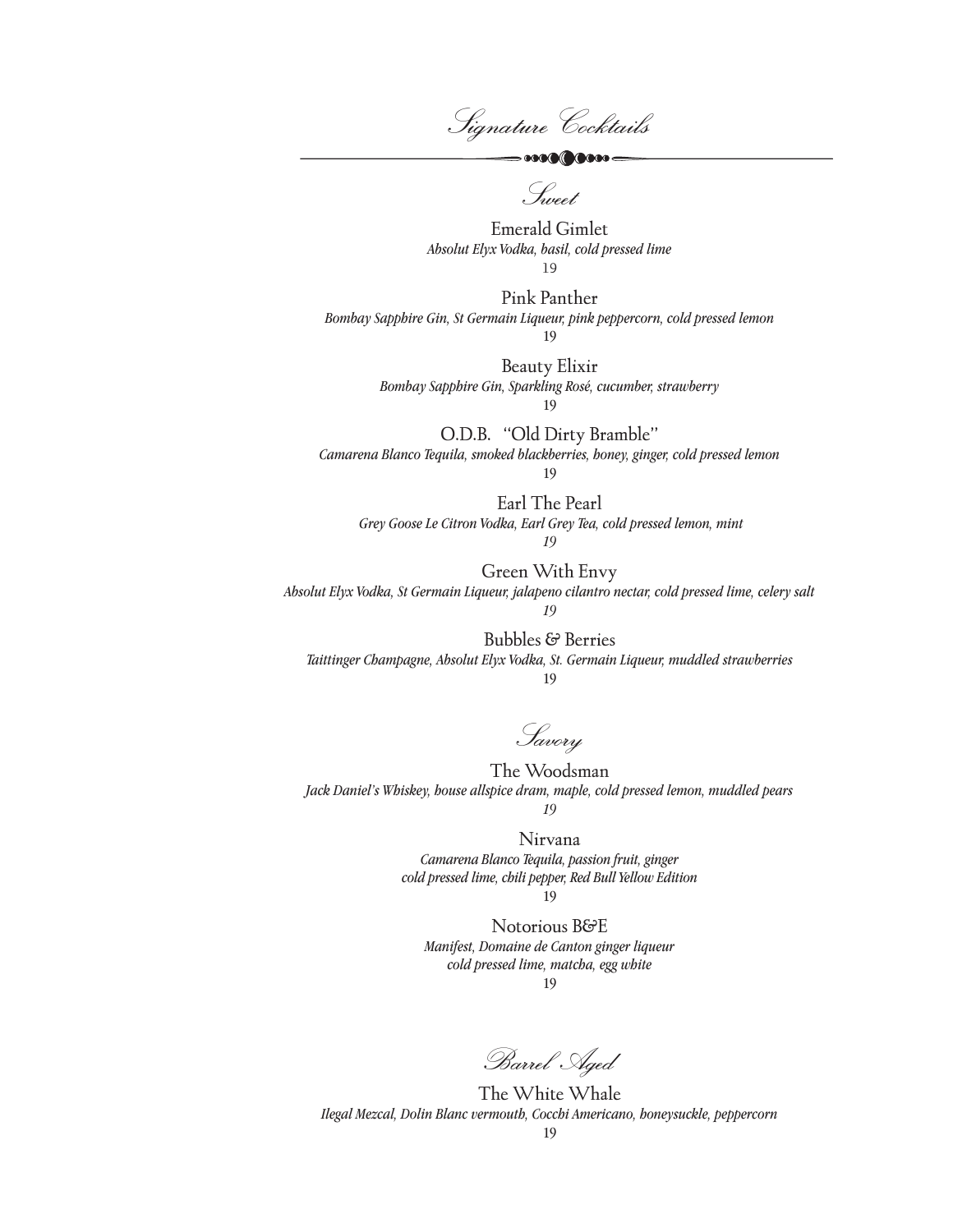# Signature Cocktails

## Sweet

Emerald Gimlet
*Absolut Elyx Vodka, basil, cold pressed lime*
19

Pink Panther
*Bombay Sapphire Gin, St Germain Liqueur, pink peppercorn, cold pressed lemon*
19

Beauty Elixir
*Bombay Sapphire Gin, Sparkling Rosé, cucumber, strawberry*
19

O.D.B. "Old Dirty Bramble"
*Camarena Blanco Tequila, smoked blackberries, honey, ginger, cold pressed lemon*
19

Earl The Pearl
*Grey Goose Le Citron Vodka, Earl Grey Tea, cold pressed lemon, mint*
*19*

Green With Envy
*Absolut Elyx Vodka, St Germain Liqueur, jalapeno cilantro nectar, cold pressed lime, celery salt*
*19*

Bubbles & Berries
*Taittinger Champagne, Absolut Elyx Vodka, St. Germain Liqueur, muddled strawberries*
19

## Savory

The Woodsman
*Jack Daniel's Whiskey, house allspice dram, maple, cold pressed lemon, muddled pears*
*19*

Nirvana
*Camarena Blanco Tequila, passion fruit, ginger*
*cold pressed lime, chili pepper, Red Bull Yellow Edition*
19

Notorious B&E
*Manifest, Domaine de Canton ginger liqueur*
*cold pressed lime, matcha, egg white*
19

## Barrel Aged

The White Whale
*Ilegal Mezcal, Dolin Blanc vermouth, Cocchi Americano, honeysuckle, peppercorn*
19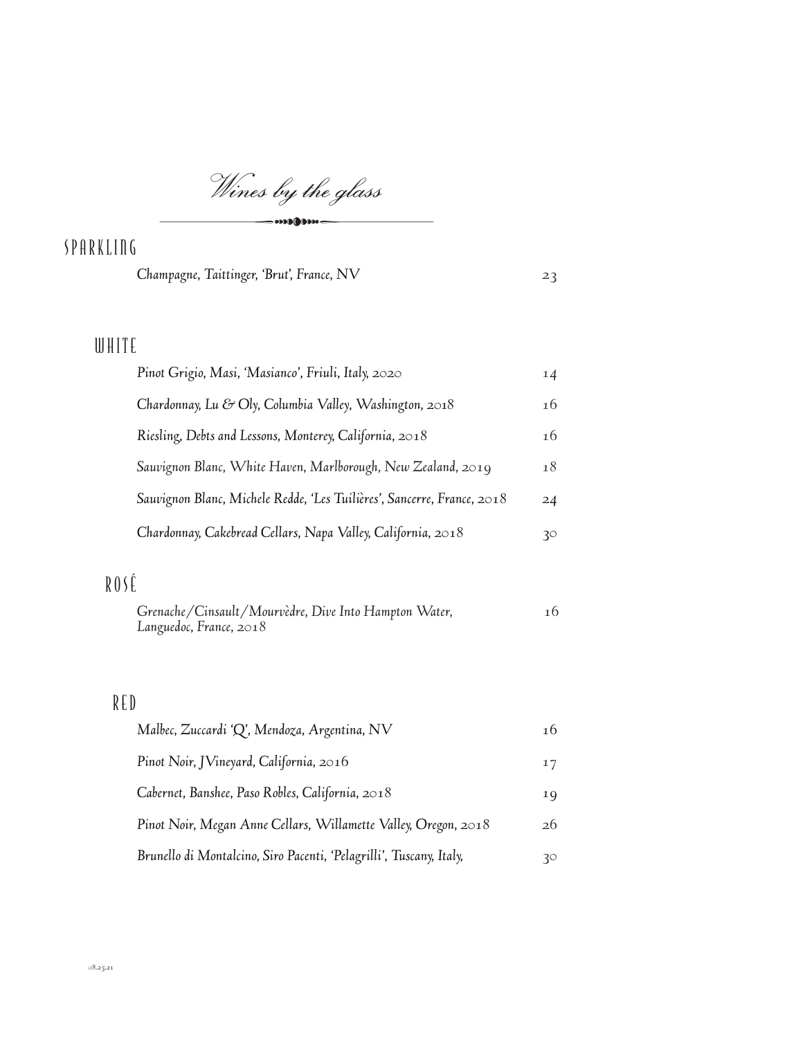# *Wines by the glass*

## SPARKLING

| | |
|---|---|
| *Champagne, Taittinger, 'Brut', France, NV* | 23 |

## WHITE

| | |
|---|---|
| *Pinot Grigio, Masi, 'Masianco', Friuli, Italy, 2020* | 14 |
| *Chardonnay, Lu & Oly, Columbia Valley, Washington, 2018* | 16 |
| *Riesling, Debts and Lessons, Monterey, California, 2018* | 16 |
| *Sauvignon Blanc, White Haven, Marlborough, New Zealand, 2019* | 18 |
| *Sauvignon Blanc, Michele Redde, 'Les Tuilières', Sancerre, France, 2018* | 24 |
| *Chardonnay, Cakebread Cellars, Napa Valley, California, 2018* | 30 |

## ROSÉ

| | |
|---|---|
| *Grenache/Cinsault/Mourvèdre, Dive Into Hampton Water, Languedoc, France, 2018* | 16 |

## RED

| | |
|---|---|
| *Malbec, Zuccardi 'Q', Mendoza, Argentina, NV* | 16 |
| *Pinot Noir, JVineyard, California, 2016* | 17 |
| *Cabernet, Banshee, Paso Robles, California, 2018* | 19 |
| *Pinot Noir, Megan Anne Cellars, Willamette Valley, Oregon, 2018* | 26 |
| *Brunello di Montalcino, Siro Pacenti, 'Pelagrilli', Tuscany, Italy,* | 30 |

08.25.21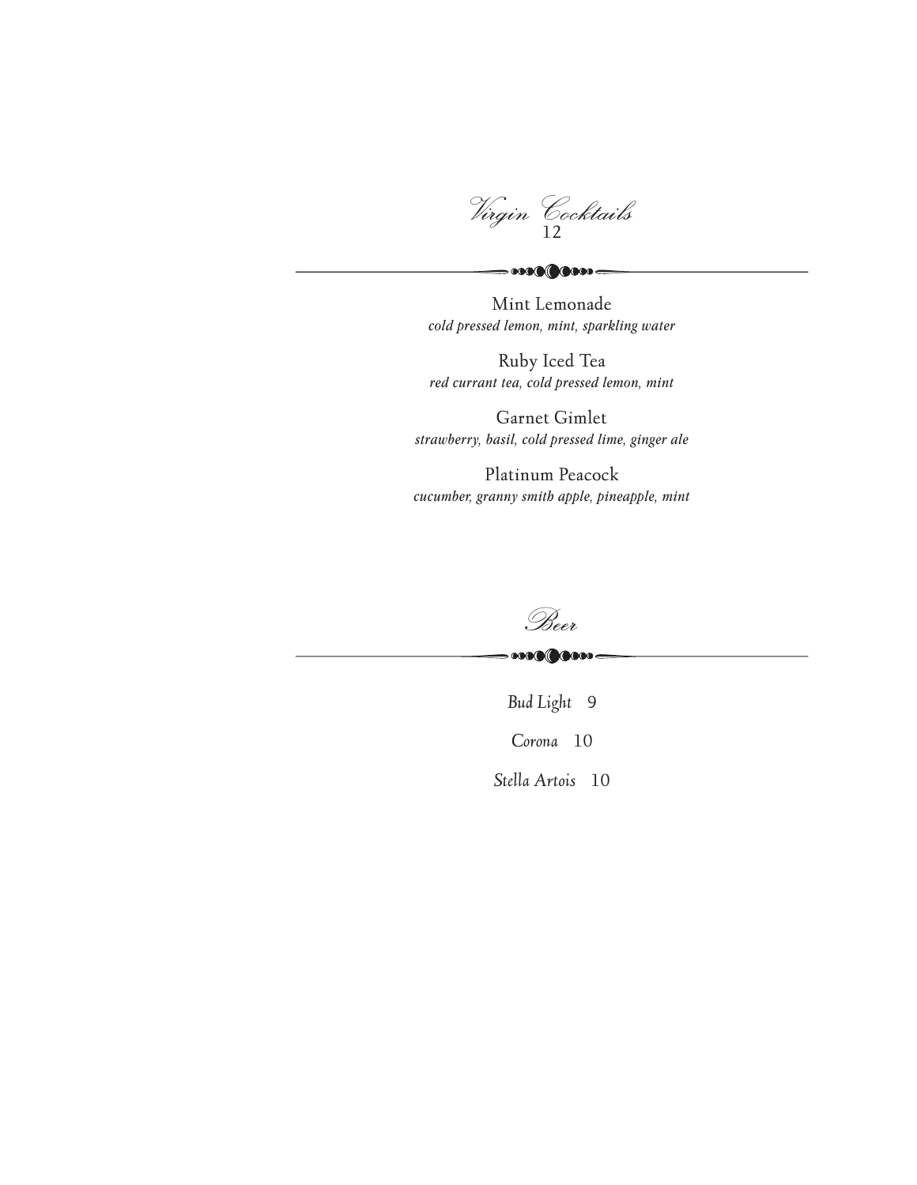## *Virgin Cocktails*
12

Mint Lemonade
*cold pressed lemon, mint, sparkling water*

Ruby Iced Tea
*red currant tea, cold pressed lemon, mint*

Garnet Gimlet
*strawberry, basil, cold pressed lime, ginger ale*

Platinum Peacock
*cucumber, granny smith apple, pineapple, mint*

## *Beer*

*Bud Light* 9

*Corona* 10

*Stella Artois* 10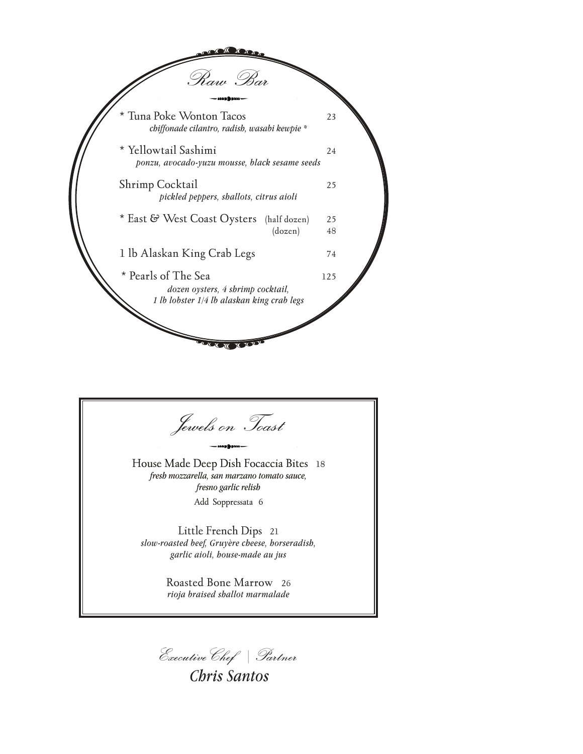## Raw Bar

* Tuna Poke Wonton Tacos — 23
*chiffonade cilantro, radish, wasabi kewpie* *

* Yellowtail Sashimi — 24
*ponzu, avocado-yuzu mousse, black sesame seeds*

Shrimp Cocktail — 25
*pickled peppers, shallots, citrus aioli*

* East & West Coast Oysters — (half dozen) 25 / (dozen) 48

1 lb Alaskan King Crab Legs — 74

* Pearls of The Sea — 125
*dozen oysters, 4 shrimp cocktail, 1 lb lobster 1/4 lb alaskan king crab legs*

## Jewels on Toast

House Made Deep Dish Focaccia Bites — 18
*fresh mozzarella, san marzano tomato sauce, fresno garlic relish*
Add Soppressata 6

Little French Dips — 21
*slow-roasted beef, Gruyère cheese, horseradish, garlic aioli, house-made au jus*

Roasted Bone Marrow — 26
*rioja braised shallot marmalade*

Executive Chef | Partner

*Chris Santos*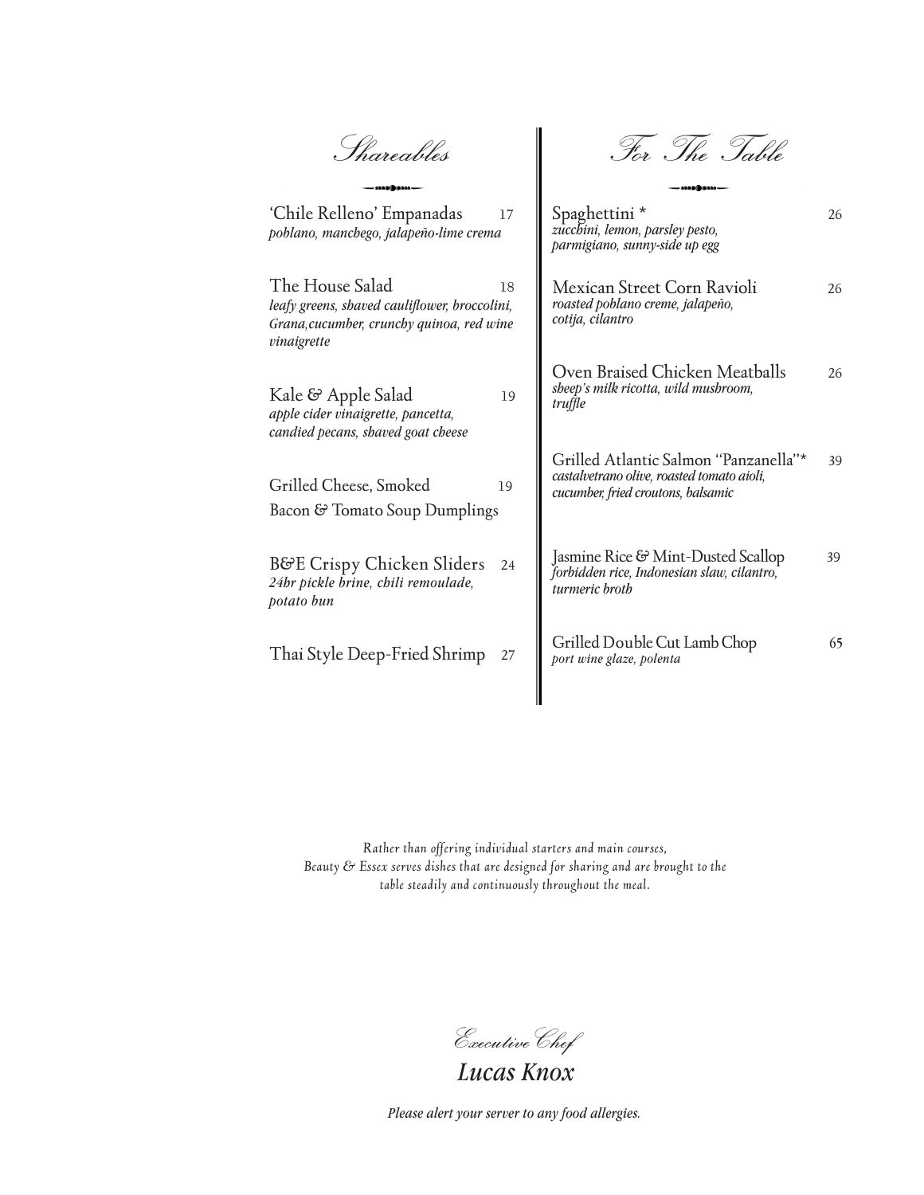## Shareables

'Chile Relleno' Empanadas 17
*poblano, manchego, jalapeño-lime crema*

The House Salad 18
*leafy greens, shaved cauliflower, broccolini, Grana,cucumber, crunchy quinoa, red wine vinaigrette*

Kale & Apple Salad 19
*apple cider vinaigrette, pancetta, candied pecans, shaved goat cheese*

Grilled Cheese, Smoked 19
Bacon & Tomato Soup Dumplings

B&E Crispy Chicken Sliders 24
*24hr pickle brine, chili remoulade, potato bun*

Thai Style Deep-Fried Shrimp 27

## For The Table

Spaghettini * 26
*zucchini, lemon, parsley pesto, parmigiano, sunny-side up egg*

Mexican Street Corn Ravioli 26
*roasted poblano creme, jalapeño, cotija, cilantro*

Oven Braised Chicken Meatballs 26
*sheep's milk ricotta, wild mushroom, truffle*

Grilled Atlantic Salmon "Panzanella"* 39
*castalvetrano olive, roasted tomato aioli, cucumber, fried croutons, balsamic*

Jasmine Rice & Mint-Dusted Scallop 39
*forbidden rice, Indonesian slaw, cilantro, turmeric broth*

Grilled Double Cut Lamb Chop 65
*port wine glaze, polenta*

*Rather than offering individual starters and main courses, Beauty & Essex serves dishes that are designed for sharing and are brought to the table steadily and continuously throughout the meal.*

*Executive Chef*
***Lucas Knox***

***Please alert your server to any food allergies.***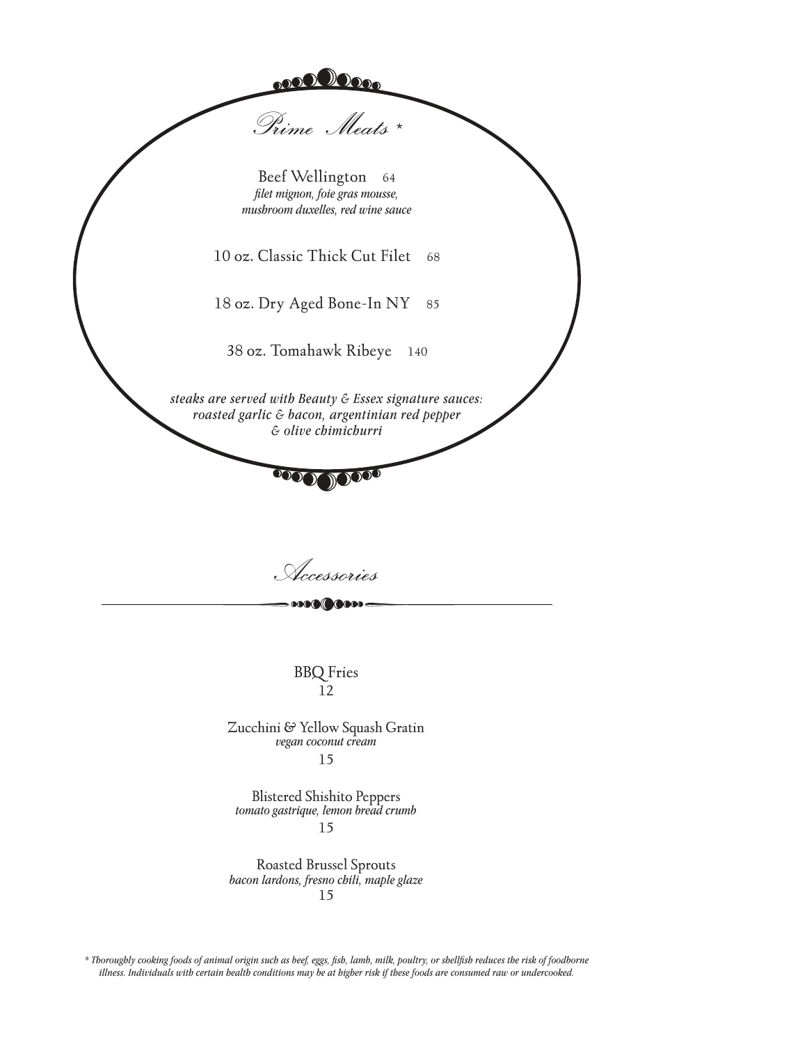## *Prime Meats \**

Beef Wellington 64
*filet mignon, foie gras mousse, mushroom duxelles, red wine sauce*

10 oz. Classic Thick Cut Filet 68

18 oz. Dry Aged Bone-In NY 85

38 oz. Tomahawk Ribeye 140

*steaks are served with Beauty & Essex signature sauces: roasted garlic & bacon, argentinian red pepper & olive chimichurri*

## *Accessories*

BBQ Fries
12

Zucchini & Yellow Squash Gratin
*vegan coconut cream*
15

Blistered Shishito Peppers
*tomato gastrique, lemon bread crumb*
15

Roasted Brussel Sprouts
*bacon lardons, fresno chili, maple glaze*
15

*\* Thoroughly cooking foods of animal origin such as beef, eggs, fish, lamb, milk, poultry, or shellfish reduces the risk of foodborne illness. Individuals with certain health conditions may be at higher risk if these foods are consumed raw or undercooked.*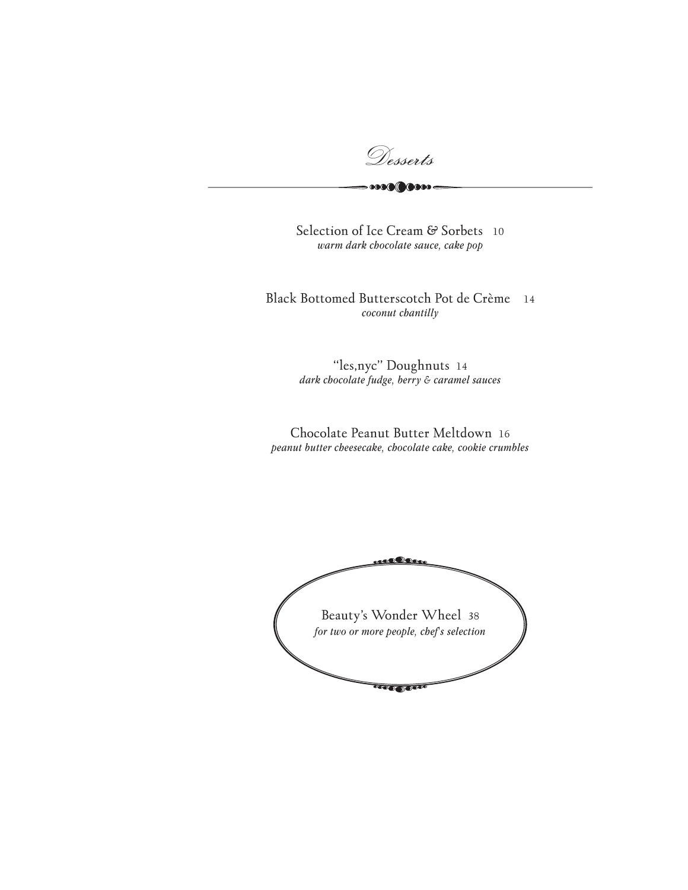# Desserts

Selection of Ice Cream & Sorbets 10
*warm dark chocolate sauce, cake pop*

Black Bottomed Butterscotch Pot de Crème 14
*coconut chantilly*

"les,nyc" Doughnuts 14
*dark chocolate fudge, berry & caramel sauces*

Chocolate Peanut Butter Meltdown 16
*peanut butter cheesecake, chocolate cake, cookie crumbles*

Beauty's Wonder Wheel 38
*for two or more people, chef's selection*